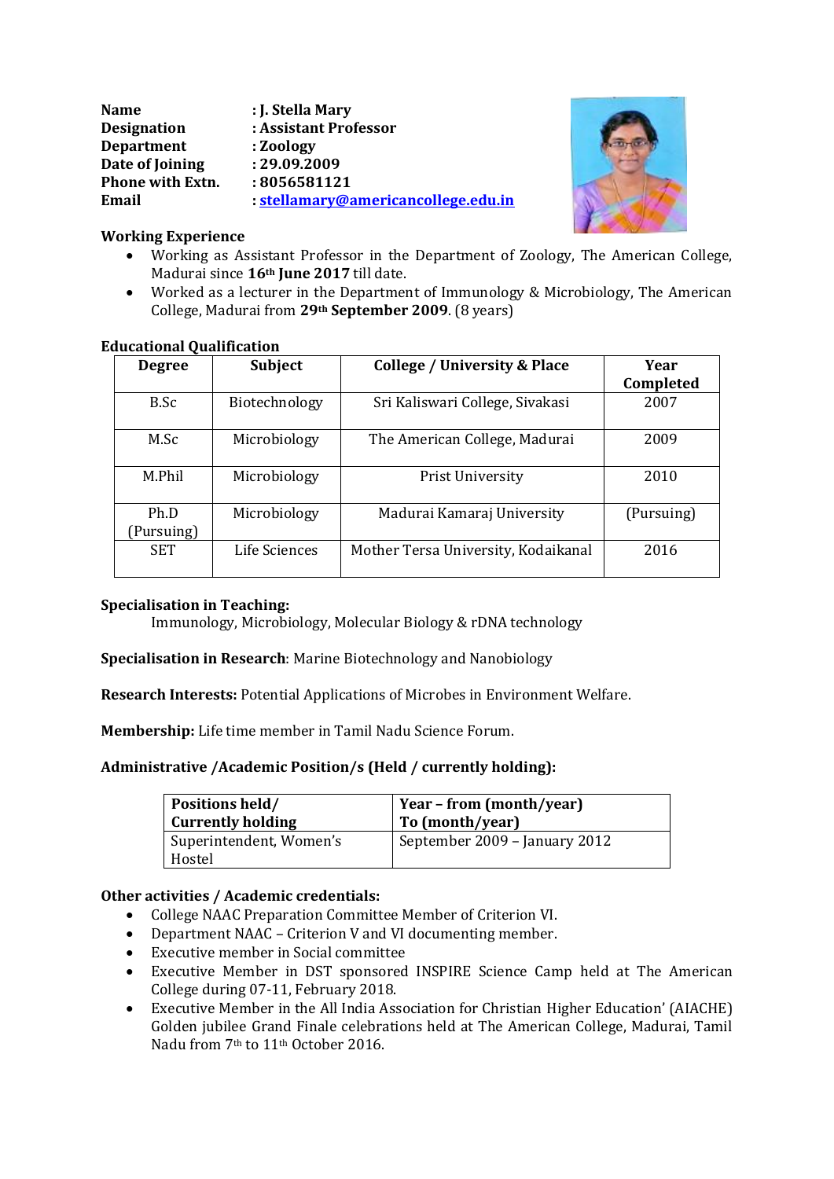**Name** : **J. Stella Mary**
**Designation** : **Assistant Professor**
**Department** : **Zoology**
**Date of Joining** : **29.09.2009**
**Phone with Extn.** : **8056581121**
**Email** : **stellamary@americancollege.edu.in**

**Working Experience**

- Working as Assistant Professor in the Department of Zoology, The American College, Madurai since **16th June 2017** till date.
- Worked as a lecturer in the Department of Immunology & Microbiology, The American College, Madurai from **29th September 2009**. (8 years)

**Educational Qualification**

| Degree | Subject | College / University & Place | Year Completed |
|---|---|---|---|
| B.Sc | Biotechnology | Sri Kaliswari College, Sivakasi | 2007 |
| M.Sc | Microbiology | The American College, Madurai | 2009 |
| M.Phil | Microbiology | Prist University | 2010 |
| Ph.D (Pursuing) | Microbiology | Madurai Kamaraj University | (Pursuing) |
| SET | Life Sciences | Mother Tersa University, Kodaikanal | 2016 |

**Specialisation in Teaching:**
Immunology, Microbiology, Molecular Biology & rDNA technology

**Specialisation in Research**: Marine Biotechnology and Nanobiology

**Research Interests:** Potential Applications of Microbes in Environment Welfare.

**Membership:** Life time member in Tamil Nadu Science Forum.

**Administrative /Academic Position/s (Held / currently holding):**

| Positions held/ Currently holding | Year – from (month/year) To (month/year) |
|---|---|
| Superintendent, Women's Hostel | September 2009 – January 2012 |

**Other activities / Academic credentials:**

- College NAAC Preparation Committee Member of Criterion VI.
- Department NAAC – Criterion V and VI documenting member.
- Executive member in Social committee
- Executive Member in DST sponsored INSPIRE Science Camp held at The American College during 07-11, February 2018.
- Executive Member in the All India Association for Christian Higher Education' (AIACHE) Golden jubilee Grand Finale celebrations held at The American College, Madurai, Tamil Nadu from 7th to 11th October 2016.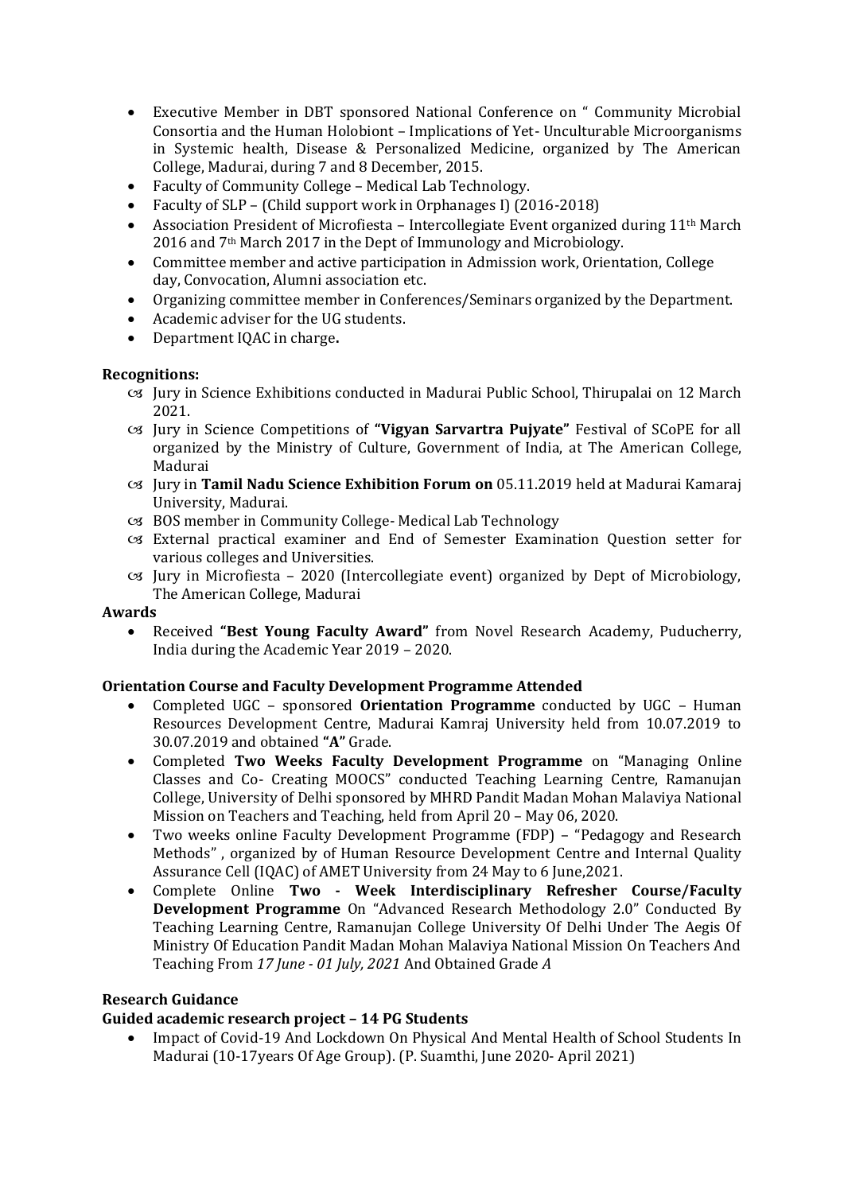- Executive Member in DBT sponsored National Conference on " Community Microbial Consortia and the Human Holobiont – Implications of Yet- Unculturable Microorganisms in Systemic health, Disease & Personalized Medicine, organized by The American College, Madurai, during 7 and 8 December, 2015.
- Faculty of Community College – Medical Lab Technology.
- Faculty of SLP – (Child support work in Orphanages I) (2016-2018)
- Association President of Microfiesta – Intercollegiate Event organized during 11th March 2016 and 7th March 2017 in the Dept of Immunology and Microbiology.
- Committee member and active participation in Admission work, Orientation, College day, Convocation, Alumni association etc.
- Organizing committee member in Conferences/Seminars organized by the Department.
- Academic adviser for the UG students.
- Department IQAC in charge**.**

**Recognitions:**

- Jury in Science Exhibitions conducted in Madurai Public School, Thirupalai on 12 March 2021.
- Jury in Science Competitions of **"Vigyan Sarvartra Pujyate"** Festival of SCoPE for all organized by the Ministry of Culture, Government of India, at The American College, Madurai
- Jury in **Tamil Nadu Science Exhibition Forum on** 05.11.2019 held at Madurai Kamaraj University, Madurai.
- BOS member in Community College- Medical Lab Technology
- External practical examiner and End of Semester Examination Question setter for various colleges and Universities.
- Jury in Microfiesta – 2020 (Intercollegiate event) organized by Dept of Microbiology, The American College, Madurai

**Awards**

- Received **"Best Young Faculty Award"** from Novel Research Academy, Puducherry, India during the Academic Year 2019 – 2020.

**Orientation Course and Faculty Development Programme Attended**

- Completed UGC – sponsored **Orientation Programme** conducted by UGC – Human Resources Development Centre, Madurai Kamraj University held from 10.07.2019 to 30.07.2019 and obtained **"A"** Grade.
- Completed **Two Weeks Faculty Development Programme** on "Managing Online Classes and Co- Creating MOOCS" conducted Teaching Learning Centre, Ramanujan College, University of Delhi sponsored by MHRD Pandit Madan Mohan Malaviya National Mission on Teachers and Teaching, held from April 20 – May 06, 2020.
- Two weeks online Faculty Development Programme (FDP) – "Pedagogy and Research Methods" , organized by of Human Resource Development Centre and Internal Quality Assurance Cell (IQAC) of AMET University from 24 May to 6 June,2021.
- Complete Online **Two - Week Interdisciplinary Refresher Course/Faculty Development Programme** On "Advanced Research Methodology 2.0" Conducted By Teaching Learning Centre, Ramanujan College University Of Delhi Under The Aegis Of Ministry Of Education Pandit Madan Mohan Malaviya National Mission On Teachers And Teaching From *17 June - 01 July, 2021* And Obtained Grade *A*

**Research Guidance**

**Guided academic research project – 14 PG Students**

- Impact of Covid-19 And Lockdown On Physical And Mental Health of School Students In Madurai (10-17years Of Age Group). (P. Suamthi, June 2020- April 2021)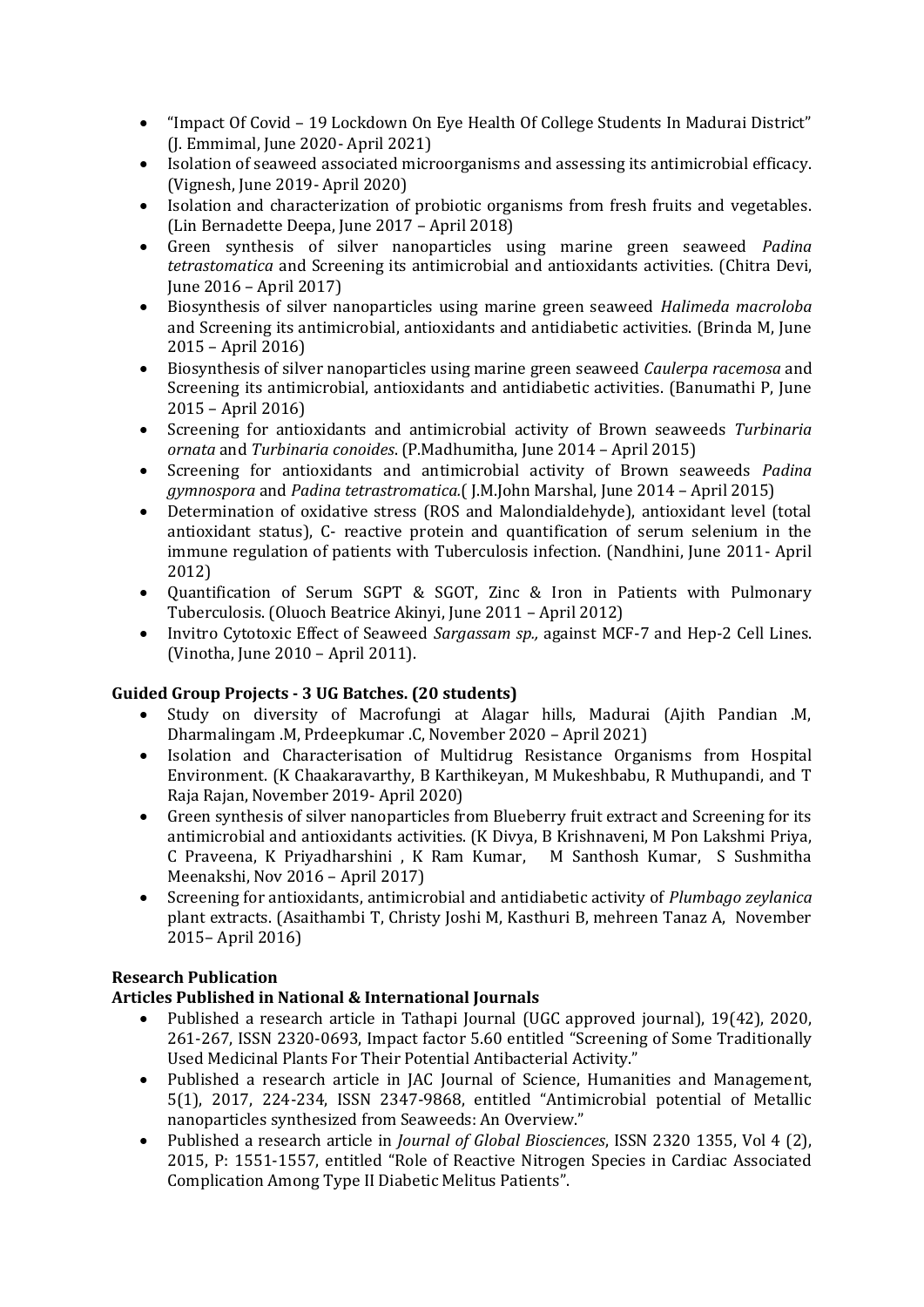- "Impact Of Covid – 19 Lockdown On Eye Health Of College Students In Madurai District" (J. Emmimal, June 2020- April 2021)
- Isolation of seaweed associated microorganisms and assessing its antimicrobial efficacy. (Vignesh, June 2019- April 2020)
- Isolation and characterization of probiotic organisms from fresh fruits and vegetables. (Lin Bernadette Deepa, June 2017 – April 2018)
- Green synthesis of silver nanoparticles using marine green seaweed *Padina tetrastomatica* and Screening its antimicrobial and antioxidants activities. (Chitra Devi, June 2016 – April 2017)
- Biosynthesis of silver nanoparticles using marine green seaweed *Halimeda macroloba* and Screening its antimicrobial, antioxidants and antidiabetic activities. (Brinda M, June 2015 – April 2016)
- Biosynthesis of silver nanoparticles using marine green seaweed *Caulerpa racemosa* and Screening its antimicrobial, antioxidants and antidiabetic activities. (Banumathi P, June 2015 – April 2016)
- Screening for antioxidants and antimicrobial activity of Brown seaweeds *Turbinaria ornata* and *Turbinaria conoides*. (P.Madhumitha, June 2014 – April 2015)
- Screening for antioxidants and antimicrobial activity of Brown seaweeds *Padina gymnospora* and *Padina tetrastromatica*.( J.M.John Marshal, June 2014 – April 2015)
- Determination of oxidative stress (ROS and Malondialdehyde), antioxidant level (total antioxidant status), C- reactive protein and quantification of serum selenium in the immune regulation of patients with Tuberculosis infection. (Nandhini, June 2011- April 2012)
- Quantification of Serum SGPT & SGOT, Zinc & Iron in Patients with Pulmonary Tuberculosis. (Oluoch Beatrice Akinyi, June 2011 – April 2012)
- Invitro Cytotoxic Effect of Seaweed *Sargassam sp.,* against MCF-7 and Hep-2 Cell Lines. (Vinotha, June 2010 – April 2011).

**Guided Group Projects - 3 UG Batches. (20 students)**

- Study on diversity of Macrofungi at Alagar hills, Madurai (Ajith Pandian .M, Dharmalingam .M, Prdeepkumar .C, November 2020 – April 2021)
- Isolation and Characterisation of Multidrug Resistance Organisms from Hospital Environment. (K Chaakaravarthy, B Karthikeyan, M Mukeshbabu, R Muthupandi, and T Raja Rajan, November 2019- April 2020)
- Green synthesis of silver nanoparticles from Blueberry fruit extract and Screening for its antimicrobial and antioxidants activities. (K Divya, B Krishnaveni, M Pon Lakshmi Priya, C Praveena, K Priyadharshini , K Ram Kumar, M Santhosh Kumar, S Sushmitha Meenakshi, Nov 2016 – April 2017)
- Screening for antioxidants, antimicrobial and antidiabetic activity of *Plumbago zeylanica* plant extracts. (Asaithambi T, Christy Joshi M, Kasthuri B, mehreen Tanaz A, November 2015– April 2016)

**Research Publication**

**Articles Published in National & International Journals**

- Published a research article in Tathapi Journal (UGC approved journal), 19(42), 2020, 261-267, ISSN 2320-0693, Impact factor 5.60 entitled "Screening of Some Traditionally Used Medicinal Plants For Their Potential Antibacterial Activity."
- Published a research article in JAC Journal of Science, Humanities and Management, 5(1), 2017, 224-234, ISSN 2347-9868, entitled "Antimicrobial potential of Metallic nanoparticles synthesized from Seaweeds: An Overview."
- Published a research article in *Journal of Global Biosciences*, ISSN 2320 1355, Vol 4 (2), 2015, P: 1551-1557, entitled "Role of Reactive Nitrogen Species in Cardiac Associated Complication Among Type II Diabetic Melitus Patients".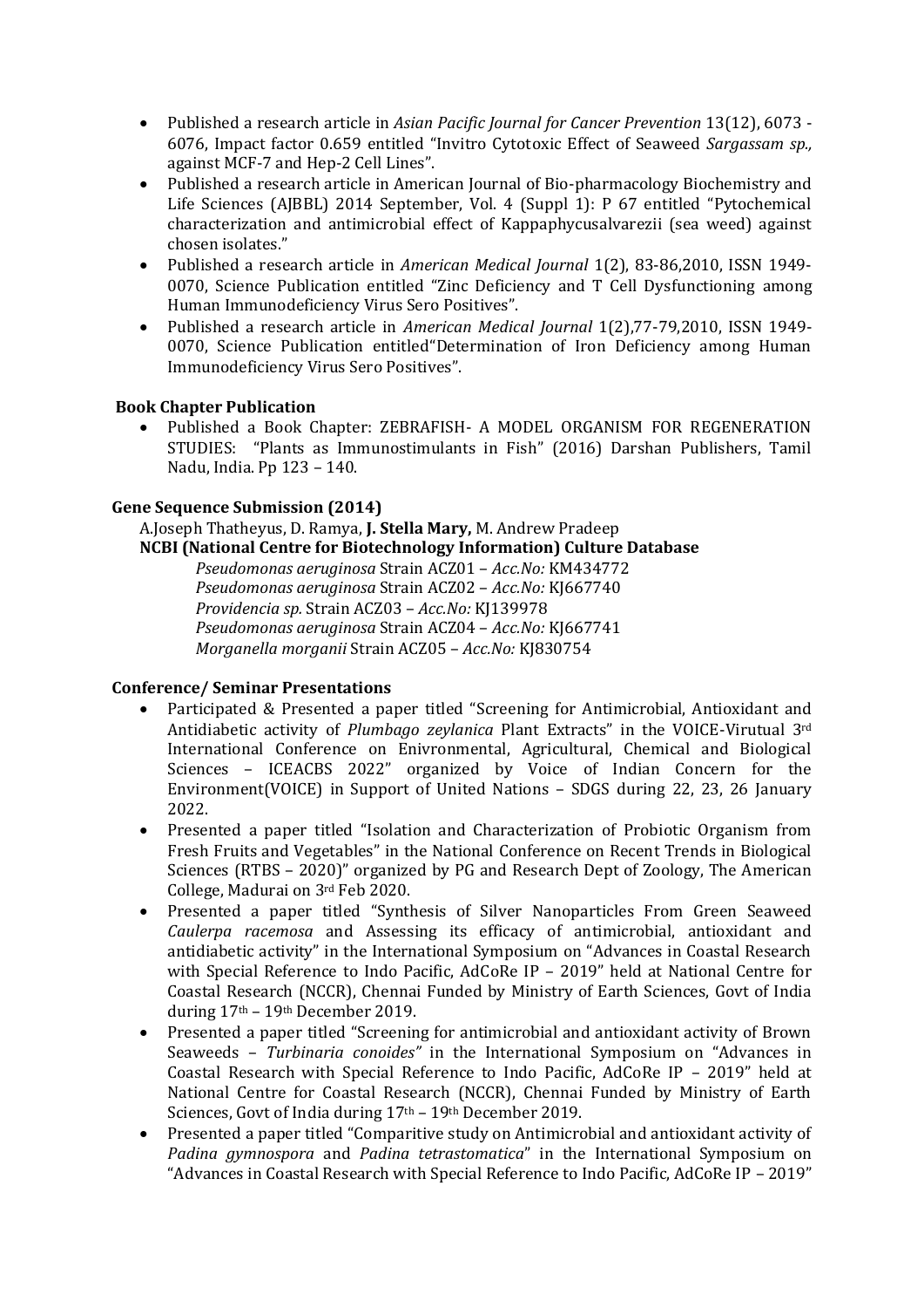- Published a research article in *Asian Pacific Journal for Cancer Prevention* 13(12), 6073 - 6076, Impact factor 0.659 entitled "Invitro Cytotoxic Effect of Seaweed *Sargassam sp.,* against MCF-7 and Hep-2 Cell Lines".
- Published a research article in American Journal of Bio-pharmacology Biochemistry and Life Sciences (AJBBL) 2014 September, Vol. 4 (Suppl 1): P 67 entitled "Pytochemical characterization and antimicrobial effect of Kappaphycusalvarezii (sea weed) against chosen isolates."
- Published a research article in *American Medical Journal* 1(2), 83-86,2010, ISSN 1949-0070, Science Publication entitled "Zinc Deficiency and T Cell Dysfunctioning among Human Immunodeficiency Virus Sero Positives".
- Published a research article in *American Medical Journal* 1(2),77-79,2010, ISSN 1949-0070, Science Publication entitled"Determination of Iron Deficiency among Human Immunodeficiency Virus Sero Positives".

**Book Chapter Publication**

- Published a Book Chapter: ZEBRAFISH- A MODEL ORGANISM FOR REGENERATION STUDIES: "Plants as Immunostimulants in Fish" (2016) Darshan Publishers, Tamil Nadu, India. Pp 123 – 140.

**Gene Sequence Submission (2014)**

A.Joseph Thatheyus, D. Ramya, **J. Stella Mary,** M. Andrew Pradeep

**NCBI (National Centre for Biotechnology Information) Culture Database**

*Pseudomonas aeruginosa* Strain ACZ01 – *Acc.No:* KM434772
*Pseudomonas aeruginosa* Strain ACZ02 – *Acc.No:* KJ667740
*Providencia sp.* Strain ACZ03 – *Acc.No:* KJ139978
*Pseudomonas aeruginosa* Strain ACZ04 – *Acc.No:* KJ667741
*Morganella morganii* Strain ACZ05 – *Acc.No:* KJ830754

**Conference/ Seminar Presentations**

- Participated & Presented a paper titled "Screening for Antimicrobial, Antioxidant and Antidiabetic activity of *Plumbago zeylanica* Plant Extracts" in the VOICE-Virutual 3rd International Conference on Enivronmental, Agricultural, Chemical and Biological Sciences – ICEACBS 2022" organized by Voice of Indian Concern for the Environment(VOICE) in Support of United Nations – SDGS during 22, 23, 26 January 2022.
- Presented a paper titled "Isolation and Characterization of Probiotic Organism from Fresh Fruits and Vegetables" in the National Conference on Recent Trends in Biological Sciences (RTBS – 2020)" organized by PG and Research Dept of Zoology, The American College, Madurai on 3rd Feb 2020.
- Presented a paper titled "Synthesis of Silver Nanoparticles From Green Seaweed *Caulerpa racemosa* and Assessing its efficacy of antimicrobial, antioxidant and antidiabetic activity" in the International Symposium on "Advances in Coastal Research with Special Reference to Indo Pacific, AdCoRe IP – 2019" held at National Centre for Coastal Research (NCCR), Chennai Funded by Ministry of Earth Sciences, Govt of India during 17th – 19th December 2019.
- Presented a paper titled "Screening for antimicrobial and antioxidant activity of Brown Seaweeds – *Turbinaria conoides"* in the International Symposium on "Advances in Coastal Research with Special Reference to Indo Pacific, AdCoRe IP – 2019" held at National Centre for Coastal Research (NCCR), Chennai Funded by Ministry of Earth Sciences, Govt of India during 17th – 19th December 2019.
- Presented a paper titled "Comparitive study on Antimicrobial and antioxidant activity of *Padina gymnospora* and *Padina tetrastomatica*" in the International Symposium on "Advances in Coastal Research with Special Reference to Indo Pacific, AdCoRe IP – 2019"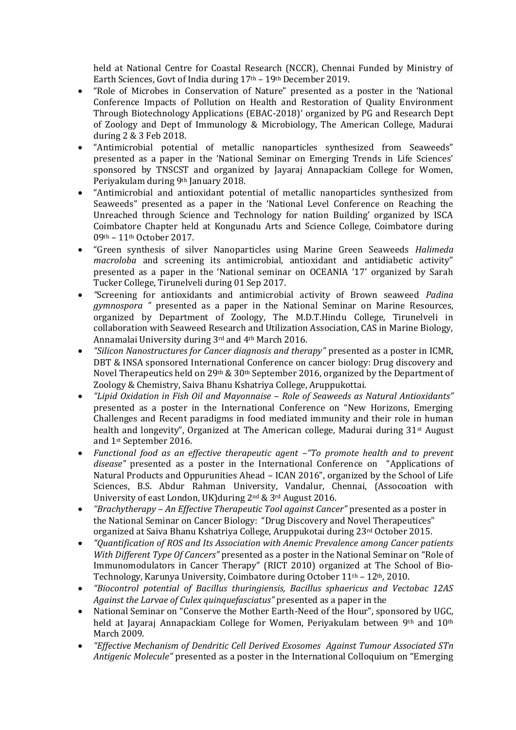held at National Centre for Coastal Research (NCCR), Chennai Funded by Ministry of Earth Sciences, Govt of India during 17th – 19th December 2019.

- "Role of Microbes in Conservation of Nature" presented as a poster in the 'National Conference Impacts of Pollution on Health and Restoration of Quality Environment Through Biotechnology Applications (EBAC-2018)' organized by PG and Research Dept of Zoology and Dept of Immunology & Microbiology, The American College, Madurai during 2 & 3 Feb 2018.
- "Antimicrobial potential of metallic nanoparticles synthesized from Seaweeds" presented as a paper in the 'National Seminar on Emerging Trends in Life Sciences' sponsored by TNSCST and organized by Jayaraj Annapackiam College for Women, Periyakulam during 9th January 2018.
- "Antimicrobial and antioxidant potential of metallic nanoparticles synthesized from Seaweeds" presented as a paper in the 'National Level Conference on Reaching the Unreached through Science and Technology for nation Building' organized by ISCA Coimbatore Chapter held at Kongunadu Arts and Science College, Coimbatore during 09th – 11th October 2017.
- "Green synthesis of silver Nanoparticles using Marine Green Seaweeds *Halimeda macroloba* and screening its antimicrobial, antioxidant and antidiabetic activity" presented as a paper in the 'National seminar on OCEANIA '17' organized by Sarah Tucker College, Tirunelveli during 01 Sep 2017.
- *"*Screening for antioxidants and antimicrobial activity of Brown seaweed *Padina gymnospora "* presented as a paper in the National Seminar on Marine Resources, organized by Department of Zoology, The M.D.T.Hindu College, Tirunelveli in collaboration with Seaweed Research and Utilization Association, CAS in Marine Biology, Annamalai University during 3rd and 4th March 2016.
- *"Silicon Nanostructures for Cancer diagnosis and therapy"* presented as a poster in ICMR, DBT & INSA sponsored International Conference on cancer biology: Drug discovery and Novel Therapeutics held on 29th & 30th September 2016, organized by the Department of Zoology & Chemistry, Saiva Bhanu Kshatriya College, Aruppukottai.
- *"Lipid Oxidation in Fish Oil and Mayonnaise – Role of Seaweeds as Natural Antioxidants"* presented as a poster in the International Conference on "New Horizons, Emerging Challenges and Recent paradigms in food mediated immunity and their role in human health and longevity", Organized at The American college, Madurai during 31st August and 1st September 2016.
- *Functional food as an effective therapeutic agent –"To promote health and to prevent disease"* presented as a poster in the International Conference on "Applications of Natural Products and Oppurunities Ahead – ICAN 2016", organized by the School of Life Sciences, B.S. Abdur Rahman University, Vandalur, Chennai, (Assocoation with University of east London, UK)during 2nd & 3rd August 2016.
- *"Brachytherapy – An Effective Therapeutic Tool against Cancer"* presented as a poster in the National Seminar on Cancer Biology: "Drug Discovery and Novel Therapeutics" organized at Saiva Bhanu Kshatriya College, Aruppukotai during 23rd October 2015.
- *"Quantification of ROS and Its Association with Anemic Prevalence among Cancer patients With Different Type Of Cancers"* presented as a poster in the National Seminar on "Role of Immunomodulators in Cancer Therapy" (RICT 2010) organized at The School of Bio-Technology, Karunya University, Coimbatore during October 11th – 12th, 2010.
- *"Biocontrol potential of Bacillus thuringiensis, Bacillus sphaericus and Vectobac 12AS Against the Larvae of Culex quinquefasciatus"* presented as a paper in the
- National Seminar on "Conserve the Mother Earth-Need of the Hour", sponsored by UGC, held at Jayaraj Annapackiam College for Women, Periyakulam between 9th and 10th March 2009.
- *"Effective Mechanism of Dendritic Cell Derived Exosomes Against Tumour Associated STn Antigenic Molecule"* presented as a poster in the International Colloquium on "Emerging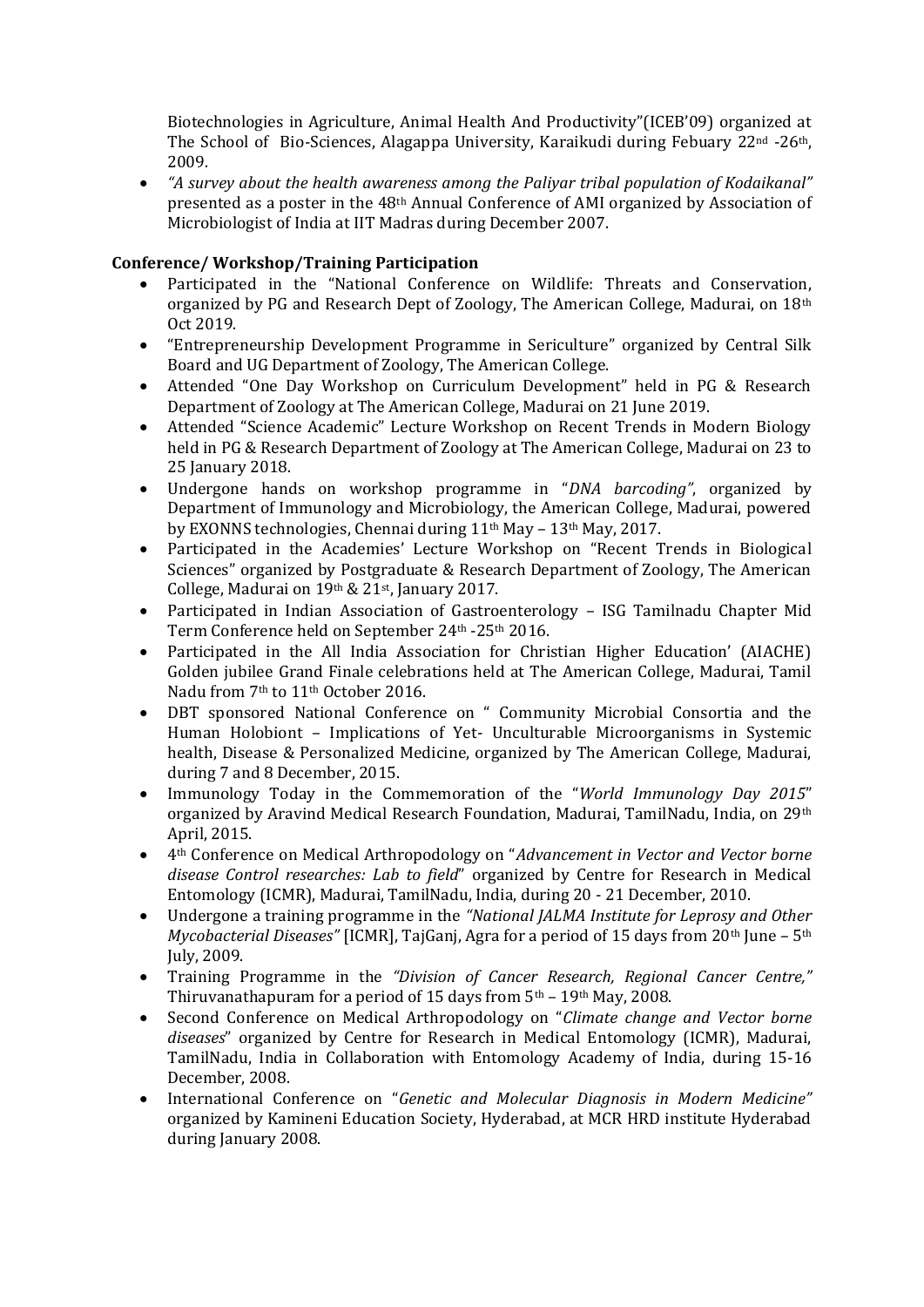Biotechnologies in Agriculture, Animal Health And Productivity"(ICEB'09) organized at The School of Bio-Sciences, Alagappa University, Karaikudi during Febuary 22nd -26th, 2009.

- *"A survey about the health awareness among the Paliyar tribal population of Kodaikanal"* presented as a poster in the 48th Annual Conference of AMI organized by Association of Microbiologist of India at IIT Madras during December 2007.

**Conference/ Workshop/Training Participation**

- Participated in the "National Conference on Wildlife: Threats and Conservation, organized by PG and Research Dept of Zoology, The American College, Madurai, on 18th Oct 2019.
- "Entrepreneurship Development Programme in Sericulture" organized by Central Silk Board and UG Department of Zoology, The American College.
- Attended "One Day Workshop on Curriculum Development" held in PG & Research Department of Zoology at The American College, Madurai on 21 June 2019.
- Attended "Science Academic" Lecture Workshop on Recent Trends in Modern Biology held in PG & Research Department of Zoology at The American College, Madurai on 23 to 25 January 2018.
- Undergone hands on workshop programme in "*DNA barcoding*", organized by Department of Immunology and Microbiology, the American College, Madurai, powered by EXONNS technologies, Chennai during 11th May – 13th May, 2017.
- Participated in the Academies' Lecture Workshop on "Recent Trends in Biological Sciences" organized by Postgraduate & Research Department of Zoology, The American College, Madurai on 19th & 21st, January 2017.
- Participated in Indian Association of Gastroenterology – ISG Tamilnadu Chapter Mid Term Conference held on September 24th -25th 2016.
- Participated in the All India Association for Christian Higher Education' (AIACHE) Golden jubilee Grand Finale celebrations held at The American College, Madurai, Tamil Nadu from 7th to 11th October 2016.
- DBT sponsored National Conference on " Community Microbial Consortia and the Human Holobiont – Implications of Yet- Unculturable Microorganisms in Systemic health, Disease & Personalized Medicine, organized by The American College, Madurai, during 7 and 8 December, 2015.
- Immunology Today in the Commemoration of the "*World Immunology Day 2015*" organized by Aravind Medical Research Foundation, Madurai, TamilNadu, India, on 29th April, 2015.
- 4th Conference on Medical Arthropodology on "*Advancement in Vector and Vector borne disease Control researches: Lab to field*" organized by Centre for Research in Medical Entomology (ICMR), Madurai, TamilNadu, India, during 20 - 21 December, 2010.
- Undergone a training programme in the *"National JALMA Institute for Leprosy and Other Mycobacterial Diseases"* [ICMR], TajGanj, Agra for a period of 15 days from 20th June – 5th July, 2009.
- Training Programme in the *"Division of Cancer Research, Regional Cancer Centre,"* Thiruvanathapuram for a period of 15 days from 5th – 19th May, 2008.
- Second Conference on Medical Arthropodology on "*Climate change and Vector borne diseases*" organized by Centre for Research in Medical Entomology (ICMR), Madurai, TamilNadu, India in Collaboration with Entomology Academy of India, during 15-16 December, 2008.
- International Conference on "*Genetic and Molecular Diagnosis in Modern Medicine"* organized by Kamineni Education Society, Hyderabad, at MCR HRD institute Hyderabad during January 2008.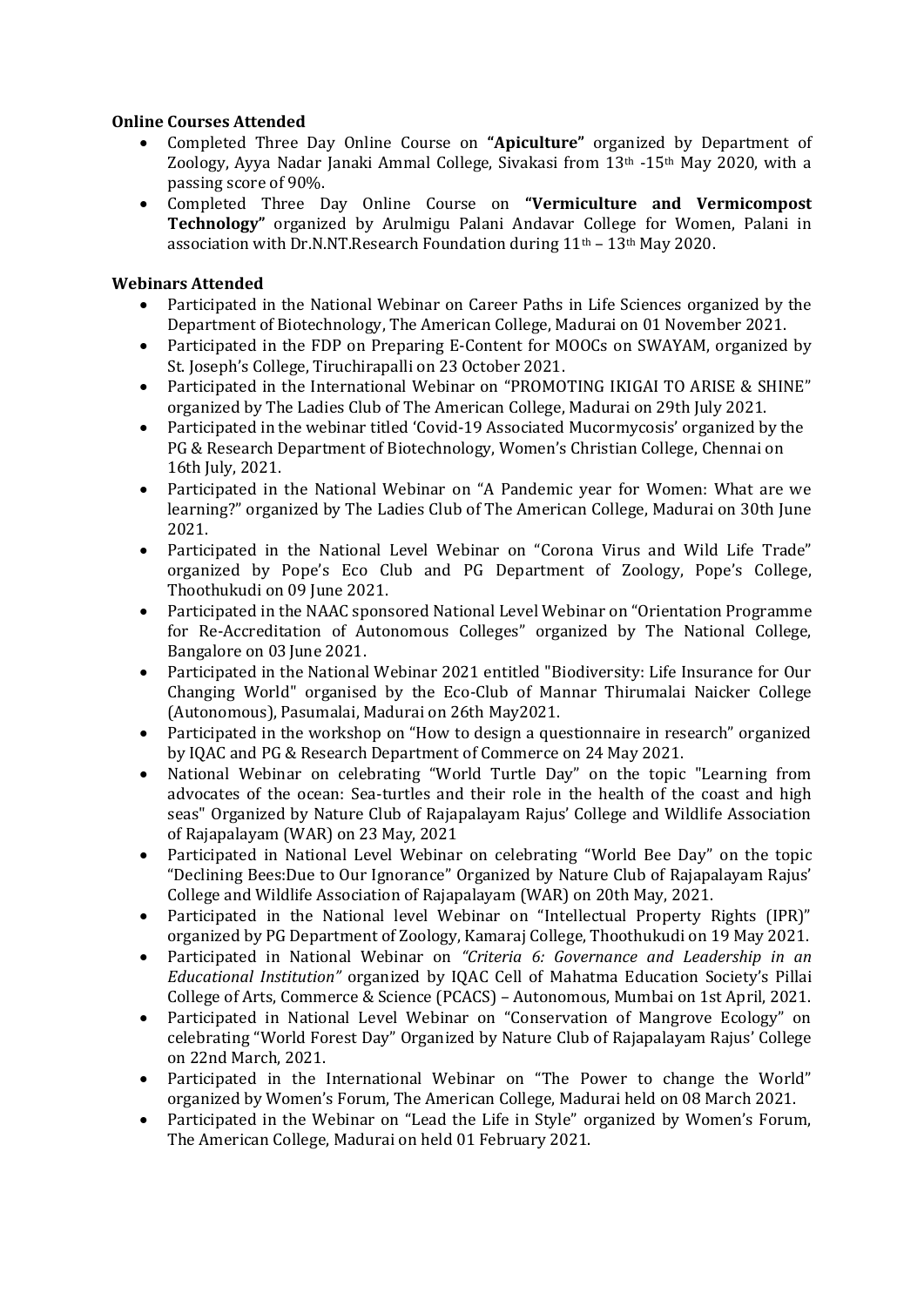**Online Courses Attended**

- Completed Three Day Online Course on **"Apiculture"** organized by Department of Zoology, Ayya Nadar Janaki Ammal College, Sivakasi from 13th -15th May 2020, with a passing score of 90%.
- Completed Three Day Online Course on **"Vermiculture and Vermicompost Technology"** organized by Arulmigu Palani Andavar College for Women, Palani in association with Dr.N.NT.Research Foundation during 11th – 13th May 2020.

**Webinars Attended**

- Participated in the National Webinar on Career Paths in Life Sciences organized by the Department of Biotechnology, The American College, Madurai on 01 November 2021.
- Participated in the FDP on Preparing E-Content for MOOCs on SWAYAM, organized by St. Joseph's College, Tiruchirapalli on 23 October 2021.
- Participated in the International Webinar on "PROMOTING IKIGAI TO ARISE & SHINE" organized by The Ladies Club of The American College, Madurai on 29th July 2021.
- Participated in the webinar titled 'Covid-19 Associated Mucormycosis' organized by the PG & Research Department of Biotechnology, Women's Christian College, Chennai on 16th July, 2021.
- Participated in the National Webinar on "A Pandemic year for Women: What are we learning?" organized by The Ladies Club of The American College, Madurai on 30th June 2021.
- Participated in the National Level Webinar on "Corona Virus and Wild Life Trade" organized by Pope's Eco Club and PG Department of Zoology, Pope's College, Thoothukudi on 09 June 2021.
- Participated in the NAAC sponsored National Level Webinar on "Orientation Programme for Re-Accreditation of Autonomous Colleges" organized by The National College, Bangalore on 03 June 2021.
- Participated in the National Webinar 2021 entitled "Biodiversity: Life Insurance for Our Changing World" organised by the Eco-Club of Mannar Thirumalai Naicker College (Autonomous), Pasumalai, Madurai on 26th May2021.
- Participated in the workshop on "How to design a questionnaire in research" organized by IQAC and PG & Research Department of Commerce on 24 May 2021.
- National Webinar on celebrating "World Turtle Day" on the topic "Learning from advocates of the ocean: Sea-turtles and their role in the health of the coast and high seas" Organized by Nature Club of Rajapalayam Rajus' College and Wildlife Association of Rajapalayam (WAR) on 23 May, 2021
- Participated in National Level Webinar on celebrating "World Bee Day" on the topic "Declining Bees:Due to Our Ignorance" Organized by Nature Club of Rajapalayam Rajus' College and Wildlife Association of Rajapalayam (WAR) on 20th May, 2021.
- Participated in the National level Webinar on "Intellectual Property Rights (IPR)" organized by PG Department of Zoology, Kamaraj College, Thoothukudi on 19 May 2021.
- Participated in National Webinar on *"Criteria 6: Governance and Leadership in an Educational Institution"* organized by IQAC Cell of Mahatma Education Society's Pillai College of Arts, Commerce & Science (PCACS) – Autonomous, Mumbai on 1st April, 2021.
- Participated in National Level Webinar on "Conservation of Mangrove Ecology" on celebrating "World Forest Day" Organized by Nature Club of Rajapalayam Rajus' College on 22nd March, 2021.
- Participated in the International Webinar on "The Power to change the World" organized by Women's Forum, The American College, Madurai held on 08 March 2021.
- Participated in the Webinar on "Lead the Life in Style" organized by Women's Forum, The American College, Madurai on held 01 February 2021.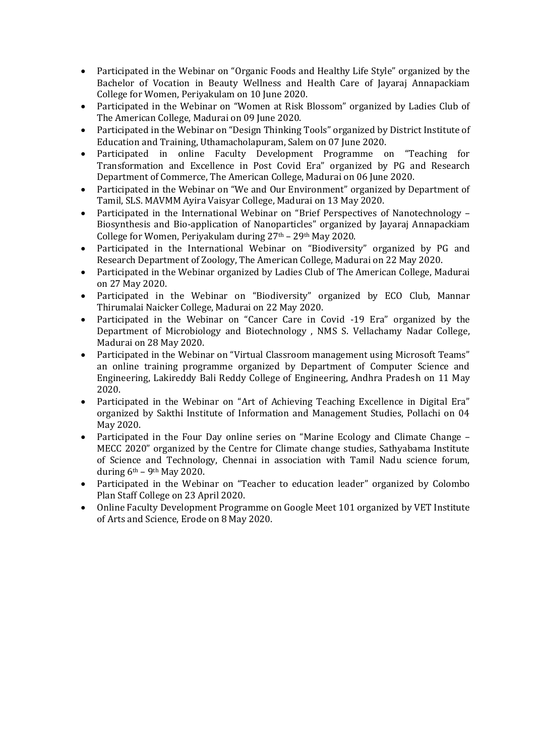- Participated in the Webinar on "Organic Foods and Healthy Life Style" organized by the Bachelor of Vocation in Beauty Wellness and Health Care of Jayaraj Annapackiam College for Women, Periyakulam on 10 June 2020.
- Participated in the Webinar on "Women at Risk Blossom" organized by Ladies Club of The American College, Madurai on 09 June 2020.
- Participated in the Webinar on "Design Thinking Tools" organized by District Institute of Education and Training, Uthamacholapuram, Salem on 07 June 2020.
- Participated in online Faculty Development Programme on "Teaching for Transformation and Excellence in Post Covid Era" organized by PG and Research Department of Commerce, The American College, Madurai on 06 June 2020.
- Participated in the Webinar on "We and Our Environment" organized by Department of Tamil, SLS. MAVMM Ayira Vaisyar College, Madurai on 13 May 2020.
- Participated in the International Webinar on "Brief Perspectives of Nanotechnology – Biosynthesis and Bio-application of Nanoparticles" organized by Jayaraj Annapackiam College for Women, Periyakulam during 27th – 29th May 2020.
- Participated in the International Webinar on "Biodiversity" organized by PG and Research Department of Zoology, The American College, Madurai on 22 May 2020.
- Participated in the Webinar organized by Ladies Club of The American College, Madurai on 27 May 2020.
- Participated in the Webinar on "Biodiversity" organized by ECO Club, Mannar Thirumalai Naicker College, Madurai on 22 May 2020.
- Participated in the Webinar on "Cancer Care in Covid -19 Era" organized by the Department of Microbiology and Biotechnology , NMS S. Vellachamy Nadar College, Madurai on 28 May 2020.
- Participated in the Webinar on "Virtual Classroom management using Microsoft Teams" an online training programme organized by Department of Computer Science and Engineering, Lakireddy Bali Reddy College of Engineering, Andhra Pradesh on 11 May 2020.
- Participated in the Webinar on "Art of Achieving Teaching Excellence in Digital Era" organized by Sakthi Institute of Information and Management Studies, Pollachi on 04 May 2020.
- Participated in the Four Day online series on "Marine Ecology and Climate Change – MECC 2020" organized by the Centre for Climate change studies, Sathyabama Institute of Science and Technology, Chennai in association with Tamil Nadu science forum, during 6th – 9th May 2020.
- Participated in the Webinar on "Teacher to education leader" organized by Colombo Plan Staff College on 23 April 2020.
- Online Faculty Development Programme on Google Meet 101 organized by VET Institute of Arts and Science, Erode on 8 May 2020.